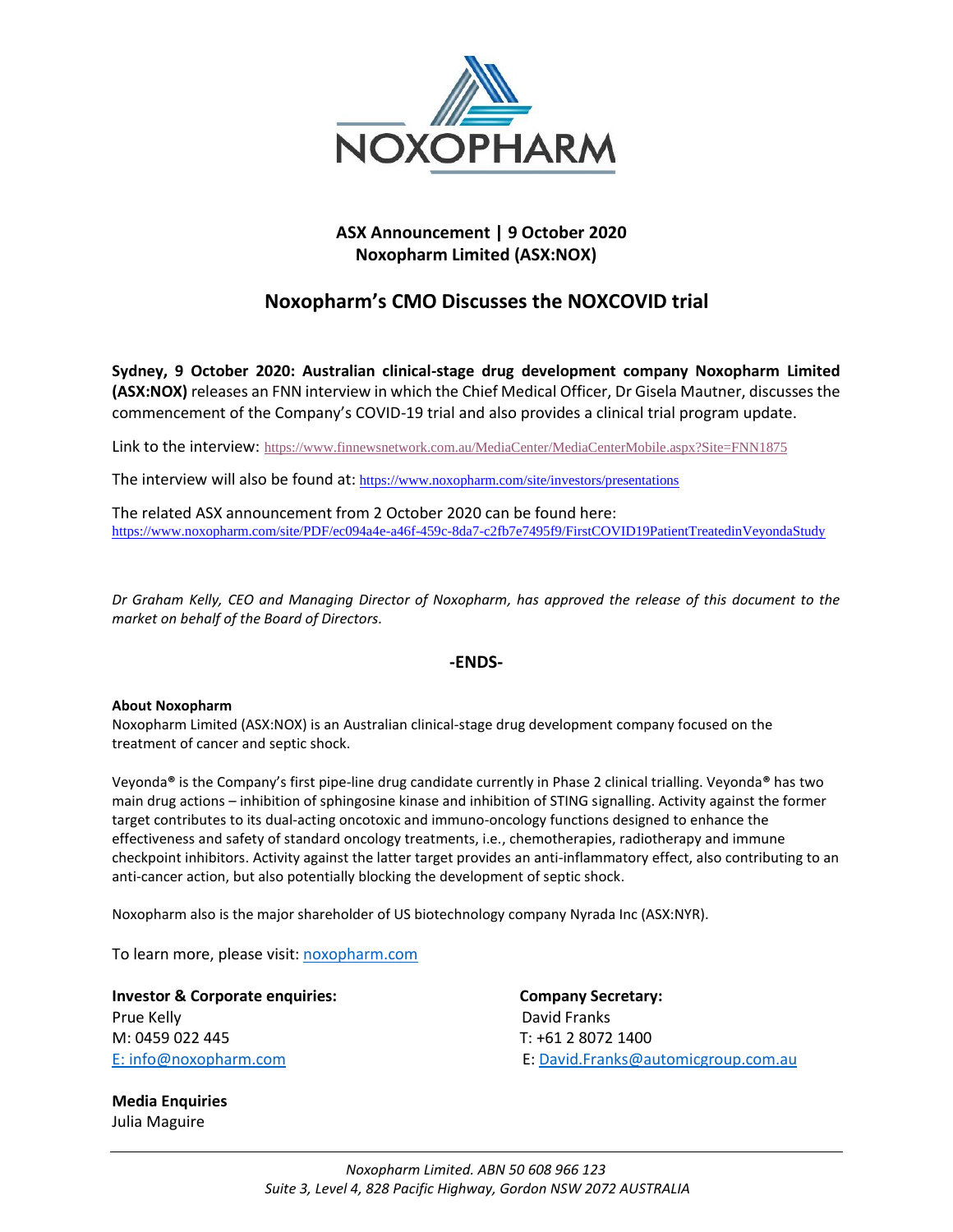**ASX Announcement | 9 October 2020**
**Noxopharm Limited (ASX:NOX)**

# Noxopharm's CMO Discusses the NOXCOVID trial

**Sydney, 9 October 2020: Australian clinical-stage drug development company Noxopharm Limited (ASX:NOX)** releases an FNN interview in which the Chief Medical Officer, Dr Gisela Mautner, discusses the commencement of the Company's COVID-19 trial and also provides a clinical trial program update.

Link to the interview: https://www.finnewsnetwork.com.au/MediaCenter/MediaCenterMobile.aspx?Site=FNN1875

The interview will also be found at: https://www.noxopharm.com/site/investors/presentations

The related ASX announcement from 2 October 2020 can be found here:
https://www.noxopharm.com/site/PDF/ec094a4e-a46f-459c-8da7-c2fb7e7495f9/FirstCOVID19PatientTreatedinVeyondaStudy

*Dr Graham Kelly, CEO and Managing Director of Noxopharm, has approved the release of this document to the market on behalf of the Board of Directors.*

**-ENDS-**

**About Noxopharm**

Noxopharm Limited (ASX:NOX) is an Australian clinical-stage drug development company focused on the treatment of cancer and septic shock.

Veyonda® is the Company's first pipe-line drug candidate currently in Phase 2 clinical trialling. Veyonda® has two main drug actions – inhibition of sphingosine kinase and inhibition of STING signalling. Activity against the former target contributes to its dual-acting oncotoxic and immuno-oncology functions designed to enhance the effectiveness and safety of standard oncology treatments, i.e., chemotherapies, radiotherapy and immune checkpoint inhibitors. Activity against the latter target provides an anti-inflammatory effect, also contributing to an anti-cancer action, but also potentially blocking the development of septic shock.

Noxopharm also is the major shareholder of US biotechnology company Nyrada Inc (ASX:NYR).

To learn more, please visit: noxopharm.com

**Investor & Corporate enquiries:**
Prue Kelly
M: 0459 022 445
E: info@noxopharm.com

**Company Secretary:**
David Franks
T: +61 2 8072 1400
E: David.Franks@automicgroup.com.au

**Media Enquiries**
Julia Maguire

*Noxopharm Limited. ABN 50 608 966 123*
*Suite 3, Level 4, 828 Pacific Highway, Gordon NSW 2072 AUSTRALIA*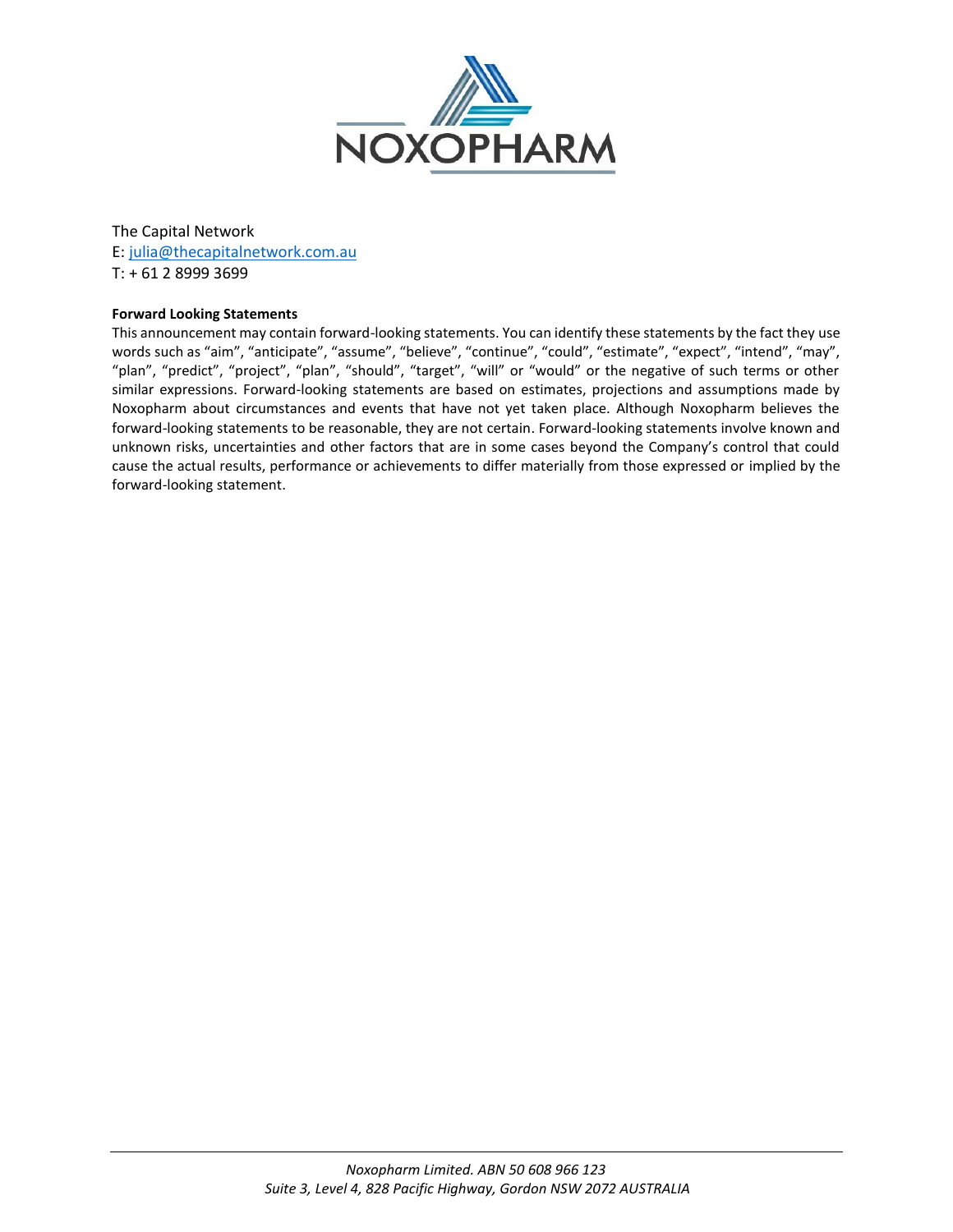The Capital Network
E: julia@thecapitalnetwork.com.au
T: + 61 2 8999 3699

**Forward Looking Statements**

This announcement may contain forward-looking statements. You can identify these statements by the fact they use words such as “aim”, “anticipate”, “assume”, “believe”, “continue”, “could”, “estimate”, “expect”, “intend”, “may”, “plan”, “predict”, “project”, “plan”, “should”, “target”, “will” or “would” or the negative of such terms or other similar expressions. Forward-looking statements are based on estimates, projections and assumptions made by Noxopharm about circumstances and events that have not yet taken place. Although Noxopharm believes the forward-looking statements to be reasonable, they are not certain. Forward-looking statements involve known and unknown risks, uncertainties and other factors that are in some cases beyond the Company’s control that could cause the actual results, performance or achievements to differ materially from those expressed or implied by the forward-looking statement.